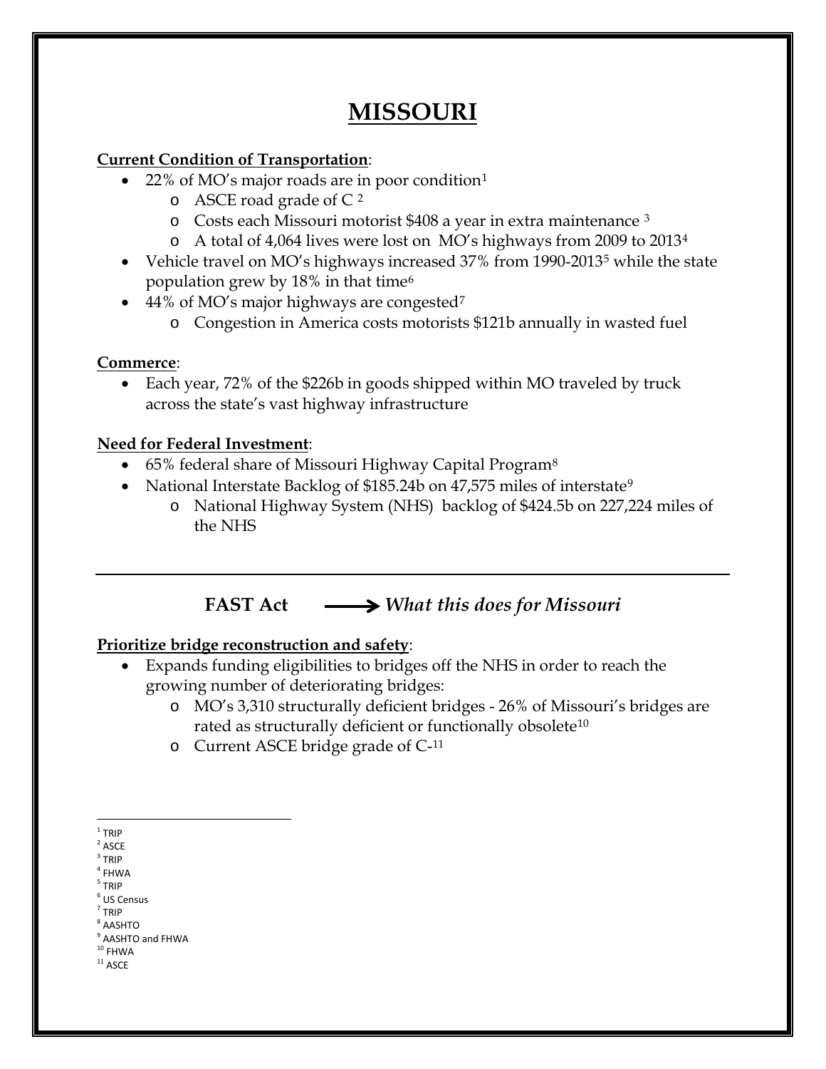# MISSOURI

**Current Condition of Transportation**:

- 22% of MO's major roads are in poor condition[1]
  - ASCE road grade of C [2]
  - Costs each Missouri motorist $408 a year in extra maintenance [3]
  - A total of 4,064 lives were lost on MO's highways from 2009 to 2013[4]
- Vehicle travel on MO's highways increased 37% from 1990-2013[5] while the state population grew by 18% in that time[6]
- 44% of MO's major highways are congested[7]
  - Congestion in America costs motorists $121b annually in wasted fuel

**Commerce**:

- Each year, 72% of the $226b in goods shipped within MO traveled by truck across the state's vast highway infrastructure

**Need for Federal Investment**:

- 65% federal share of Missouri Highway Capital Program[8]
- National Interstate Backlog of $185.24b on 47,575 miles of interstate[9]
  - National Highway System (NHS) backlog of $424.5b on 227,224 miles of the NHS

---

## FAST Act ⟶ *What this does for Missouri*

**Prioritize bridge reconstruction and safety**:

- Expands funding eligibilities to bridges off the NHS in order to reach the growing number of deteriorating bridges:
  - MO's 3,310 structurally deficient bridges - 26% of Missouri's bridges are rated as structurally deficient or functionally obsolete[10]
  - Current ASCE bridge grade of C-[11]

---

[1] TRIP
[2] ASCE
[3] TRIP
[4] FHWA
[5] TRIP
[6] US Census
[7] TRIP
[8] AASHTO
[9] AASHTO and FHWA
[10] FHWA
[11] ASCE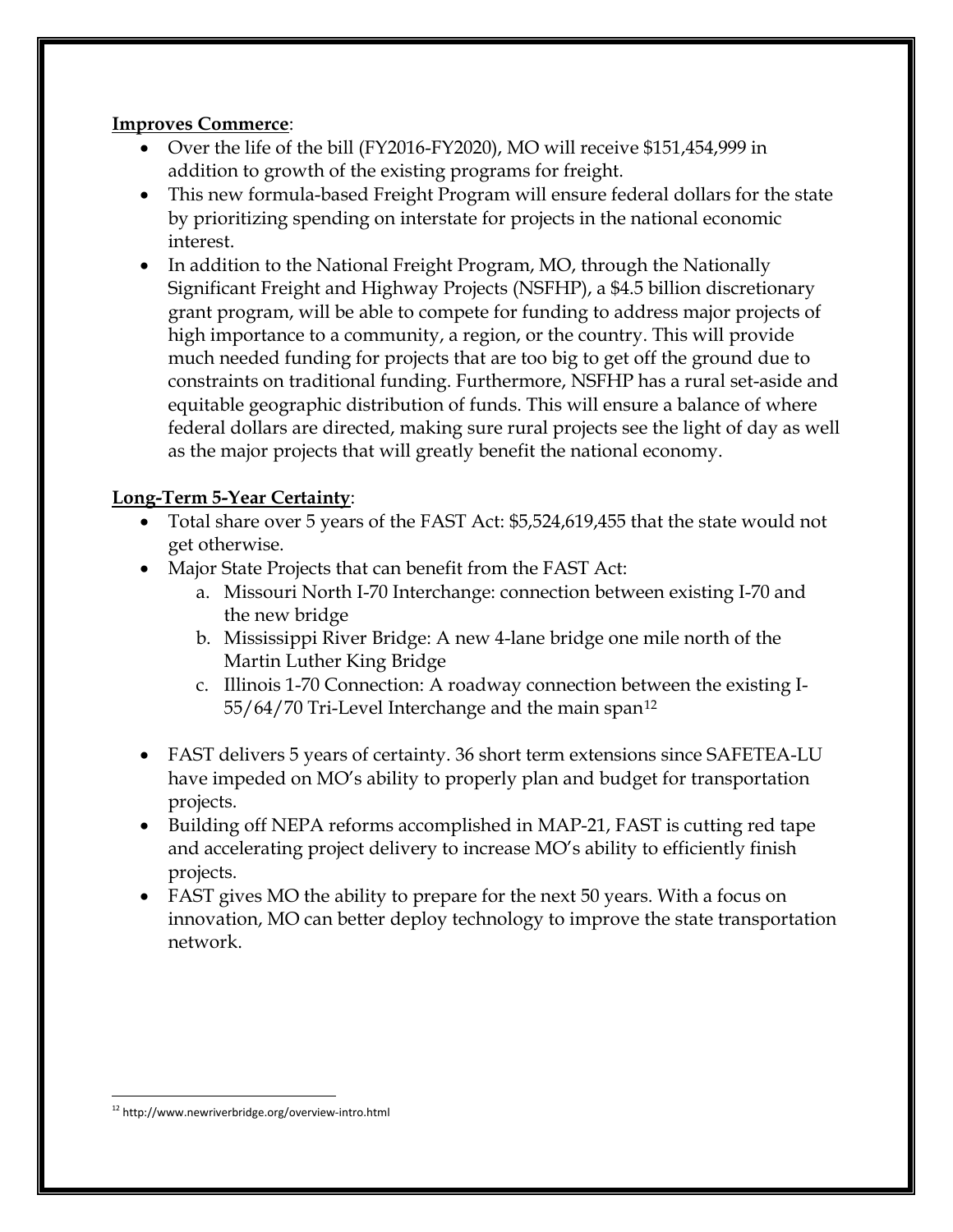**Improves Commerce**:

- Over the life of the bill (FY2016-FY2020), MO will receive $151,454,999 in addition to growth of the existing programs for freight.
- This new formula-based Freight Program will ensure federal dollars for the state by prioritizing spending on interstate for projects in the national economic interest.
- In addition to the National Freight Program, MO, through the Nationally Significant Freight and Highway Projects (NSFHP), a $4.5 billion discretionary grant program, will be able to compete for funding to address major projects of high importance to a community, a region, or the country. This will provide much needed funding for projects that are too big to get off the ground due to constraints on traditional funding. Furthermore, NSFHP has a rural set-aside and equitable geographic distribution of funds. This will ensure a balance of where federal dollars are directed, making sure rural projects see the light of day as well as the major projects that will greatly benefit the national economy.

**Long-Term 5-Year Certainty**:

- Total share over 5 years of the FAST Act: $5,524,619,455 that the state would not get otherwise.
- Major State Projects that can benefit from the FAST Act:
  a. Missouri North I-70 Interchange: connection between existing I-70 and the new bridge
  b. Mississippi River Bridge: A new 4-lane bridge one mile north of the Martin Luther King Bridge
  c. Illinois 1-70 Connection: A roadway connection between the existing I-55/64/70 Tri-Level Interchange and the main span[12]
- FAST delivers 5 years of certainty. 36 short term extensions since SAFETEA-LU have impeded on MO's ability to properly plan and budget for transportation projects.
- Building off NEPA reforms accomplished in MAP-21, FAST is cutting red tape and accelerating project delivery to increase MO's ability to efficiently finish projects.
- FAST gives MO the ability to prepare for the next 50 years. With a focus on innovation, MO can better deploy technology to improve the state transportation network.

[12] http://www.newriverbridge.org/overview-intro.html